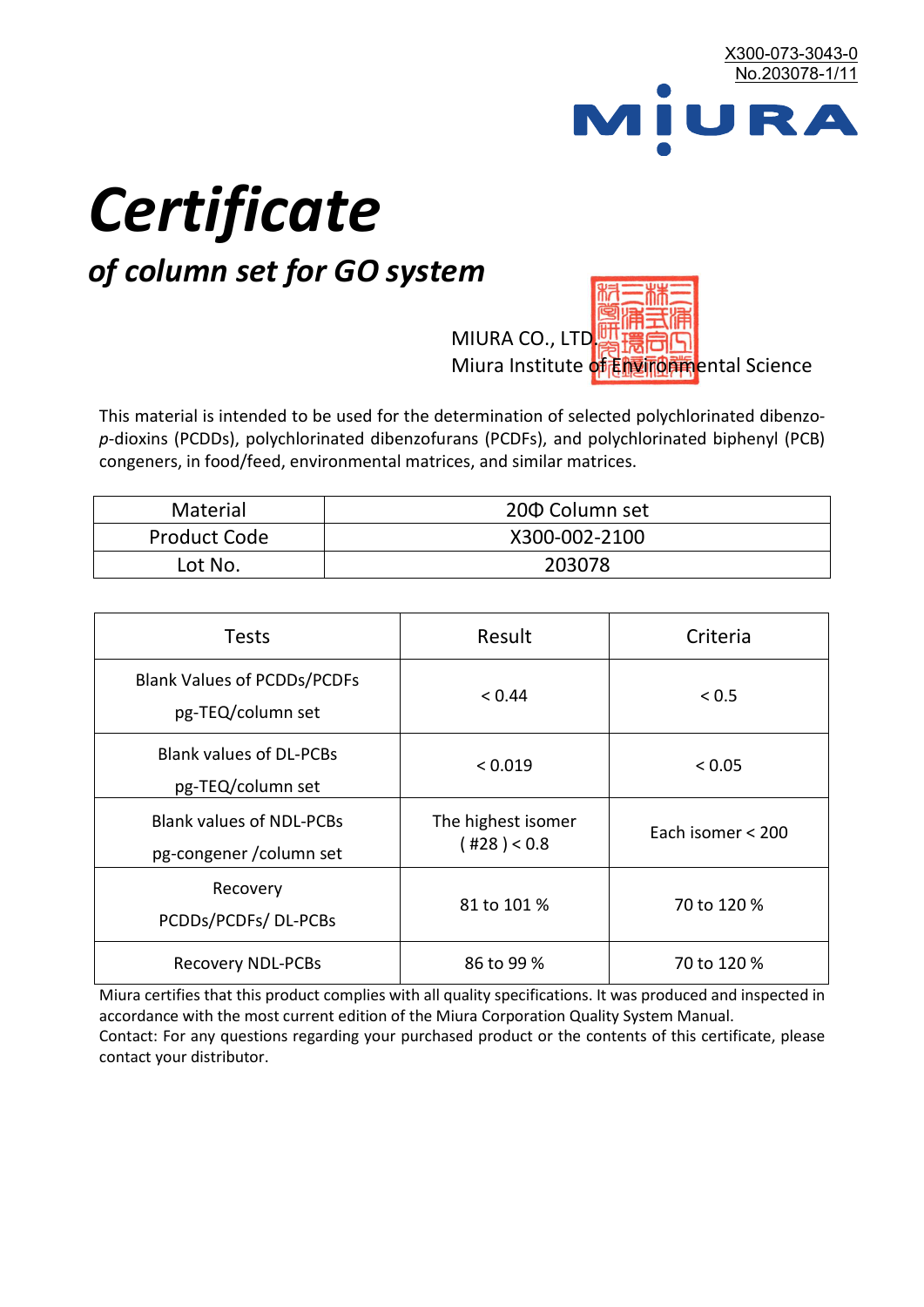X300-073-3043-0
No.203078-1/11

MIURA

# *Certificate*

## *of column set for GO system*

MIURA CO., LTD.
Miura Institute of Environmental Science

This material is intended to be used for the determination of selected polychlorinated dibenzo-*p*-dioxins (PCDDs), polychlorinated dibenzofurans (PCDFs), and polychlorinated biphenyl (PCB) congeners, in food/feed, environmental matrices, and similar matrices.

| Material | 20Φ Column set |
|---|---|
| Product Code | X300-002-2100 |
| Lot No. | 203078 |

| Tests | Result | Criteria |
|---|---|---|
| Blank Values of PCDDs/PCDFs pg-TEQ/column set | < 0.44 | < 0.5 |
| Blank values of DL-PCBs pg-TEQ/column set | < 0.019 | < 0.05 |
| Blank values of NDL-PCBs pg-congener /column set | The highest isomer ( #28 ) < 0.8 | Each isomer < 200 |
| Recovery PCDDs/PCDFs/ DL-PCBs | 81 to 101 % | 70 to 120 % |
| Recovery NDL-PCBs | 86 to 99 % | 70 to 120 % |

Miura certifies that this product complies with all quality specifications. It was produced and inspected in accordance with the most current edition of the Miura Corporation Quality System Manual.
Contact: For any questions regarding your purchased product or the contents of this certificate, please contact your distributor.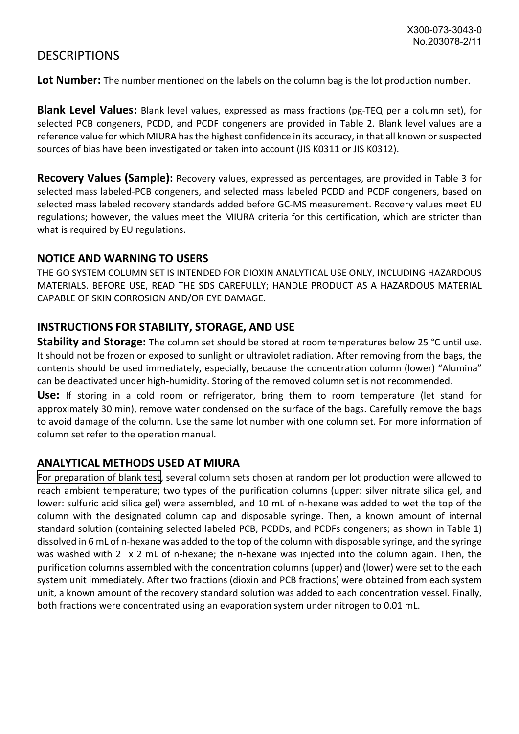# DESCRIPTIONS

**Lot Number:** The number mentioned on the labels on the column bag is the lot production number.

**Blank Level Values:** Blank level values, expressed as mass fractions (pg-TEQ per a column set), for selected PCB congeners, PCDD, and PCDF congeners are provided in Table 2. Blank level values are a reference value for which MIURA has the highest confidence in its accuracy, in that all known or suspected sources of bias have been investigated or taken into account (JIS K0311 or JIS K0312).

**Recovery Values (Sample):** Recovery values, expressed as percentages, are provided in Table 3 for selected mass labeled-PCB congeners, and selected mass labeled PCDD and PCDF congeners, based on selected mass labeled recovery standards added before GC-MS measurement. Recovery values meet EU regulations; however, the values meet the MIURA criteria for this certification, which are stricter than what is required by EU regulations.

## NOTICE AND WARNING TO USERS

THE GO SYSTEM COLUMN SET IS INTENDED FOR DIOXIN ANALYTICAL USE ONLY, INCLUDING HAZARDOUS MATERIALS. BEFORE USE, READ THE SDS CAREFULLY; HANDLE PRODUCT AS A HAZARDOUS MATERIAL CAPABLE OF SKIN CORROSION AND/OR EYE DAMAGE.

## INSTRUCTIONS FOR STABILITY, STORAGE, AND USE

**Stability and Storage:** The column set should be stored at room temperatures below 25 °C until use. It should not be frozen or exposed to sunlight or ultraviolet radiation. After removing from the bags, the contents should be used immediately, especially, because the concentration column (lower) "Alumina" can be deactivated under high-humidity. Storing of the removed column set is not recommended.

**Use:** If storing in a cold room or refrigerator, bring them to room temperature (let stand for approximately 30 min), remove water condensed on the surface of the bags. Carefully remove the bags to avoid damage of the column. Use the same lot number with one column set. For more information of column set refer to the operation manual.

## ANALYTICAL METHODS USED AT MIURA

For preparation of blank test, several column sets chosen at random per lot production were allowed to reach ambient temperature; two types of the purification columns (upper: silver nitrate silica gel, and lower: sulfuric acid silica gel) were assembled, and 10 mL of n-hexane was added to wet the top of the column with the designated column cap and disposable syringe. Then, a known amount of internal standard solution (containing selected labeled PCB, PCDDs, and PCDFs congeners; as shown in Table 1) dissolved in 6 mL of n-hexane was added to the top of the column with disposable syringe, and the syringe was washed with 2 x 2 mL of n-hexane; the n-hexane was injected into the column again. Then, the purification columns assembled with the concentration columns (upper) and (lower) were set to the each system unit immediately. After two fractions (dioxin and PCB fractions) were obtained from each system unit, a known amount of the recovery standard solution was added to each concentration vessel. Finally, both fractions were concentrated using an evaporation system under nitrogen to 0.01 mL.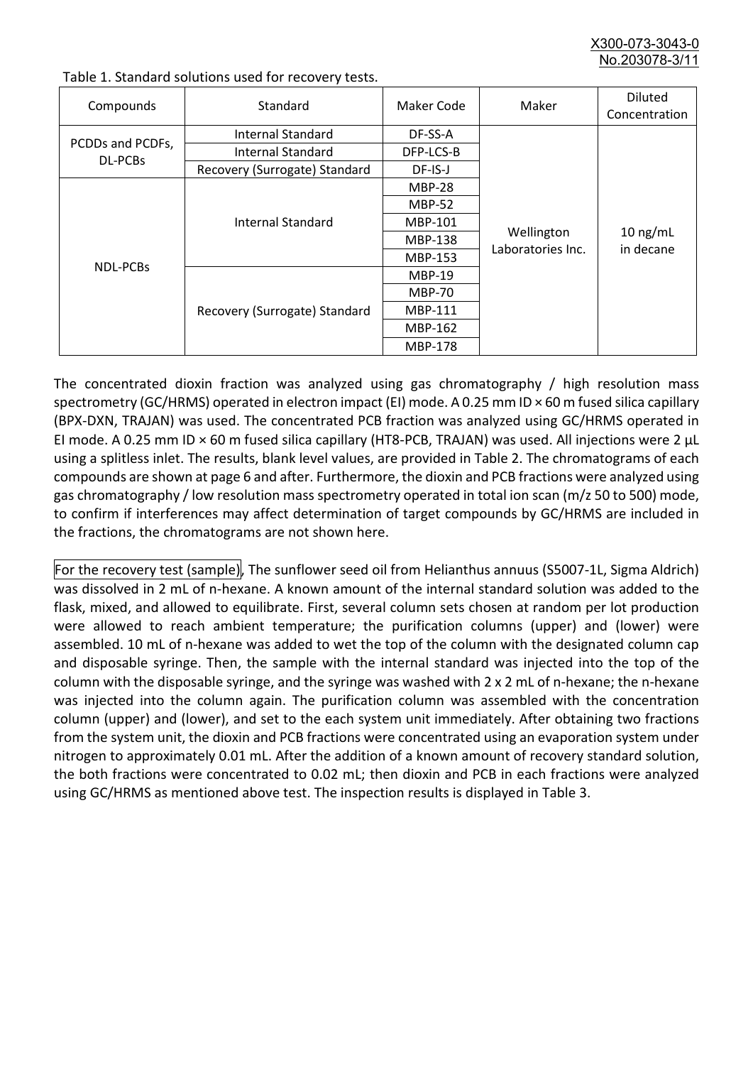Table 1. Standard solutions used for recovery tests.

| Compounds | Standard | Maker Code | Maker | Diluted Concentration |
|---|---|---|---|---|
| PCDDs and PCDFs, DL-PCBs | Internal Standard | DF-SS-A | Wellington Laboratories Inc. | 10 ng/mL in decane |
| | Internal Standard | DFP-LCS-B | | |
| | Recovery (Surrogate) Standard | DF-IS-J | | |
| NDL-PCBs | Internal Standard | MBP-28 | | |
| | | MBP-52 | | |
| | | MBP-101 | | |
| | | MBP-138 | | |
| | | MBP-153 | | |
| | Recovery (Surrogate) Standard | MBP-19 | | |
| | | MBP-70 | | |
| | | MBP-111 | | |
| | | MBP-162 | | |
| | | MBP-178 | | |

The concentrated dioxin fraction was analyzed using gas chromatography / high resolution mass spectrometry (GC/HRMS) operated in electron impact (EI) mode. A 0.25 mm ID × 60 m fused silica capillary (BPX-DXN, TRAJAN) was used. The concentrated PCB fraction was analyzed using GC/HRMS operated in EI mode. A 0.25 mm ID × 60 m fused silica capillary (HT8-PCB, TRAJAN) was used. All injections were 2 µL using a splitless inlet. The results, blank level values, are provided in Table 2. The chromatograms of each compounds are shown at page 6 and after. Furthermore, the dioxin and PCB fractions were analyzed using gas chromatography / low resolution mass spectrometry operated in total ion scan (m/z 50 to 500) mode, to confirm if interferences may affect determination of target compounds by GC/HRMS are included in the fractions, the chromatograms are not shown here.

For the recovery test (sample), The sunflower seed oil from Helianthus annuus (S5007-1L, Sigma Aldrich) was dissolved in 2 mL of n-hexane. A known amount of the internal standard solution was added to the flask, mixed, and allowed to equilibrate. First, several column sets chosen at random per lot production were allowed to reach ambient temperature; the purification columns (upper) and (lower) were assembled. 10 mL of n-hexane was added to wet the top of the column with the designated column cap and disposable syringe. Then, the sample with the internal standard was injected into the top of the column with the disposable syringe, and the syringe was washed with 2 x 2 mL of n-hexane; the n-hexane was injected into the column again. The purification column was assembled with the concentration column (upper) and (lower), and set to the each system unit immediately. After obtaining two fractions from the system unit, the dioxin and PCB fractions were concentrated using an evaporation system under nitrogen to approximately 0.01 mL. After the addition of a known amount of recovery standard solution, the both fractions were concentrated to 0.02 mL; then dioxin and PCB in each fractions were analyzed using GC/HRMS as mentioned above test. The inspection results is displayed in Table 3.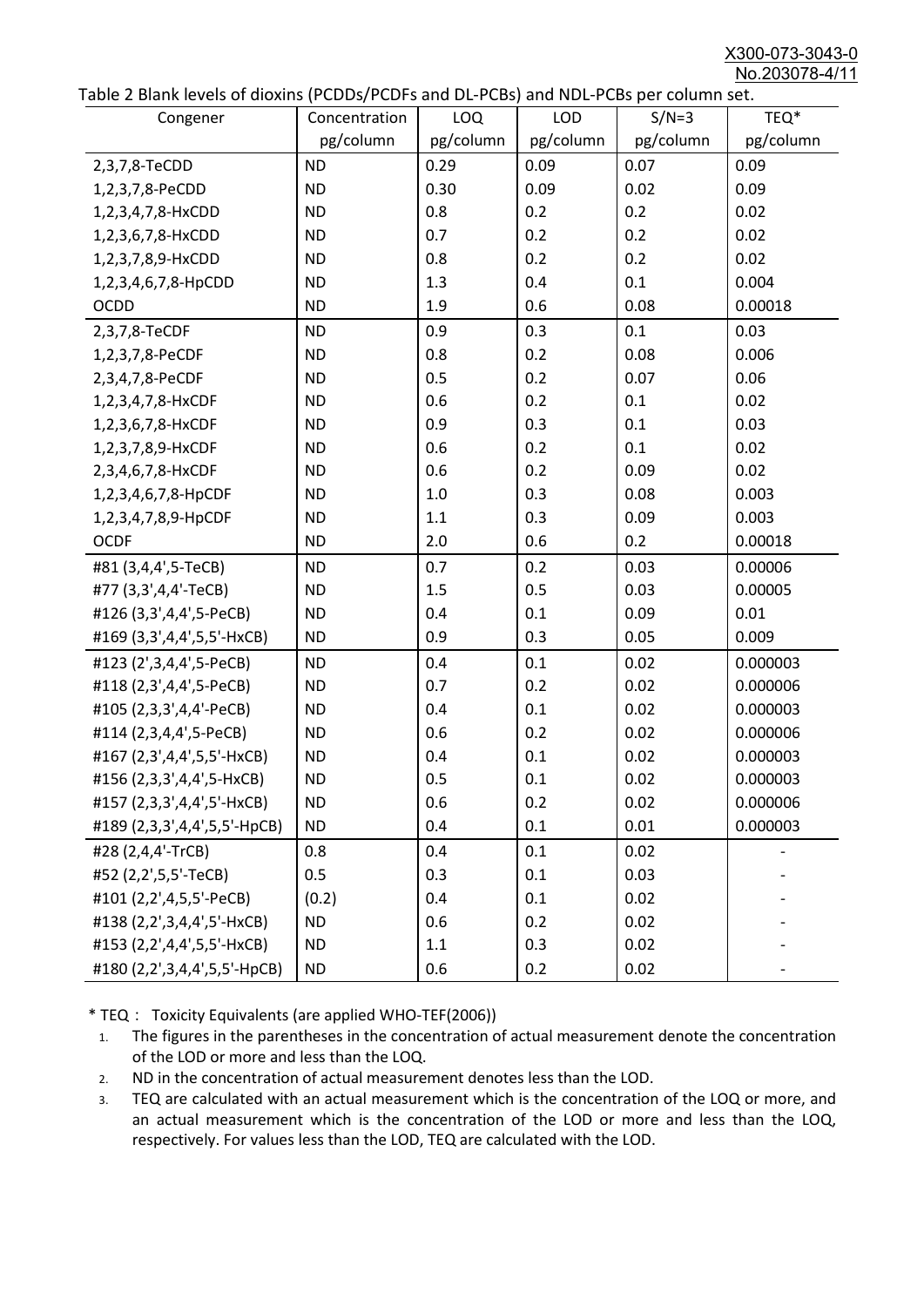Table 2 Blank levels of dioxins (PCDDs/PCDFs and DL-PCBs) and NDL-PCBs per column set.

| Congener | Concentration pg/column | LOQ pg/column | LOD pg/column | S/N=3 pg/column | TEQ* pg/column |
|---|---|---|---|---|---|
| 2,3,7,8-TeCDD | ND | 0.29 | 0.09 | 0.07 | 0.09 |
| 1,2,3,7,8-PeCDD | ND | 0.30 | 0.09 | 0.02 | 0.09 |
| 1,2,3,4,7,8-HxCDD | ND | 0.8 | 0.2 | 0.2 | 0.02 |
| 1,2,3,6,7,8-HxCDD | ND | 0.7 | 0.2 | 0.2 | 0.02 |
| 1,2,3,7,8,9-HxCDD | ND | 0.8 | 0.2 | 0.2 | 0.02 |
| 1,2,3,4,6,7,8-HpCDD | ND | 1.3 | 0.4 | 0.1 | 0.004 |
| OCDD | ND | 1.9 | 0.6 | 0.08 | 0.00018 |
| 2,3,7,8-TeCDF | ND | 0.9 | 0.3 | 0.1 | 0.03 |
| 1,2,3,7,8-PeCDF | ND | 0.8 | 0.2 | 0.08 | 0.006 |
| 2,3,4,7,8-PeCDF | ND | 0.5 | 0.2 | 0.07 | 0.06 |
| 1,2,3,4,7,8-HxCDF | ND | 0.6 | 0.2 | 0.1 | 0.02 |
| 1,2,3,6,7,8-HxCDF | ND | 0.9 | 0.3 | 0.1 | 0.03 |
| 1,2,3,7,8,9-HxCDF | ND | 0.6 | 0.2 | 0.1 | 0.02 |
| 2,3,4,6,7,8-HxCDF | ND | 0.6 | 0.2 | 0.09 | 0.02 |
| 1,2,3,4,6,7,8-HpCDF | ND | 1.0 | 0.3 | 0.08 | 0.003 |
| 1,2,3,4,7,8,9-HpCDF | ND | 1.1 | 0.3 | 0.09 | 0.003 |
| OCDF | ND | 2.0 | 0.6 | 0.2 | 0.00018 |
| #81 (3,4,4',5-TeCB) | ND | 0.7 | 0.2 | 0.03 | 0.00006 |
| #77 (3,3',4,4'-TeCB) | ND | 1.5 | 0.5 | 0.03 | 0.00005 |
| #126 (3,3',4,4',5-PeCB) | ND | 0.4 | 0.1 | 0.09 | 0.01 |
| #169 (3,3',4,4',5,5'-HxCB) | ND | 0.9 | 0.3 | 0.05 | 0.009 |
| #123 (2',3,4,4',5-PeCB) | ND | 0.4 | 0.1 | 0.02 | 0.000003 |
| #118 (2,3',4,4',5-PeCB) | ND | 0.7 | 0.2 | 0.02 | 0.000006 |
| #105 (2,3,3',4,4'-PeCB) | ND | 0.4 | 0.1 | 0.02 | 0.000003 |
| #114 (2,3,4,4',5-PeCB) | ND | 0.6 | 0.2 | 0.02 | 0.000006 |
| #167 (2,3',4,4',5,5'-HxCB) | ND | 0.4 | 0.1 | 0.02 | 0.000003 |
| #156 (2,3,3',4,4',5-HxCB) | ND | 0.5 | 0.1 | 0.02 | 0.000003 |
| #157 (2,3,3',4,4',5'-HxCB) | ND | 0.6 | 0.2 | 0.02 | 0.000006 |
| #189 (2,3,3',4,4',5,5'-HpCB) | ND | 0.4 | 0.1 | 0.01 | 0.000003 |
| #28 (2,4,4'-TrCB) | 0.8 | 0.4 | 0.1 | 0.02 | - |
| #52 (2,2',5,5'-TeCB) | 0.5 | 0.3 | 0.1 | 0.03 | - |
| #101 (2,2',4,5,5'-PeCB) | (0.2) | 0.4 | 0.1 | 0.02 | - |
| #138 (2,2',3,4,4',5'-HxCB) | ND | 0.6 | 0.2 | 0.02 | - |
| #153 (2,2',4,4',5,5'-HxCB) | ND | 1.1 | 0.3 | 0.02 | - |
| #180 (2,2',3,4,4',5,5'-HpCB) | ND | 0.6 | 0.2 | 0.02 | - |

* TEQ： Toxicity Equivalents (are applied WHO-TEF(2006))

1. The figures in the parentheses in the concentration of actual measurement denote the concentration of the LOD or more and less than the LOQ.
2. ND in the concentration of actual measurement denotes less than the LOD.
3. TEQ are calculated with an actual measurement which is the concentration of the LOQ or more, and an actual measurement which is the concentration of the LOD or more and less than the LOQ, respectively. For values less than the LOD, TEQ are calculated with the LOD.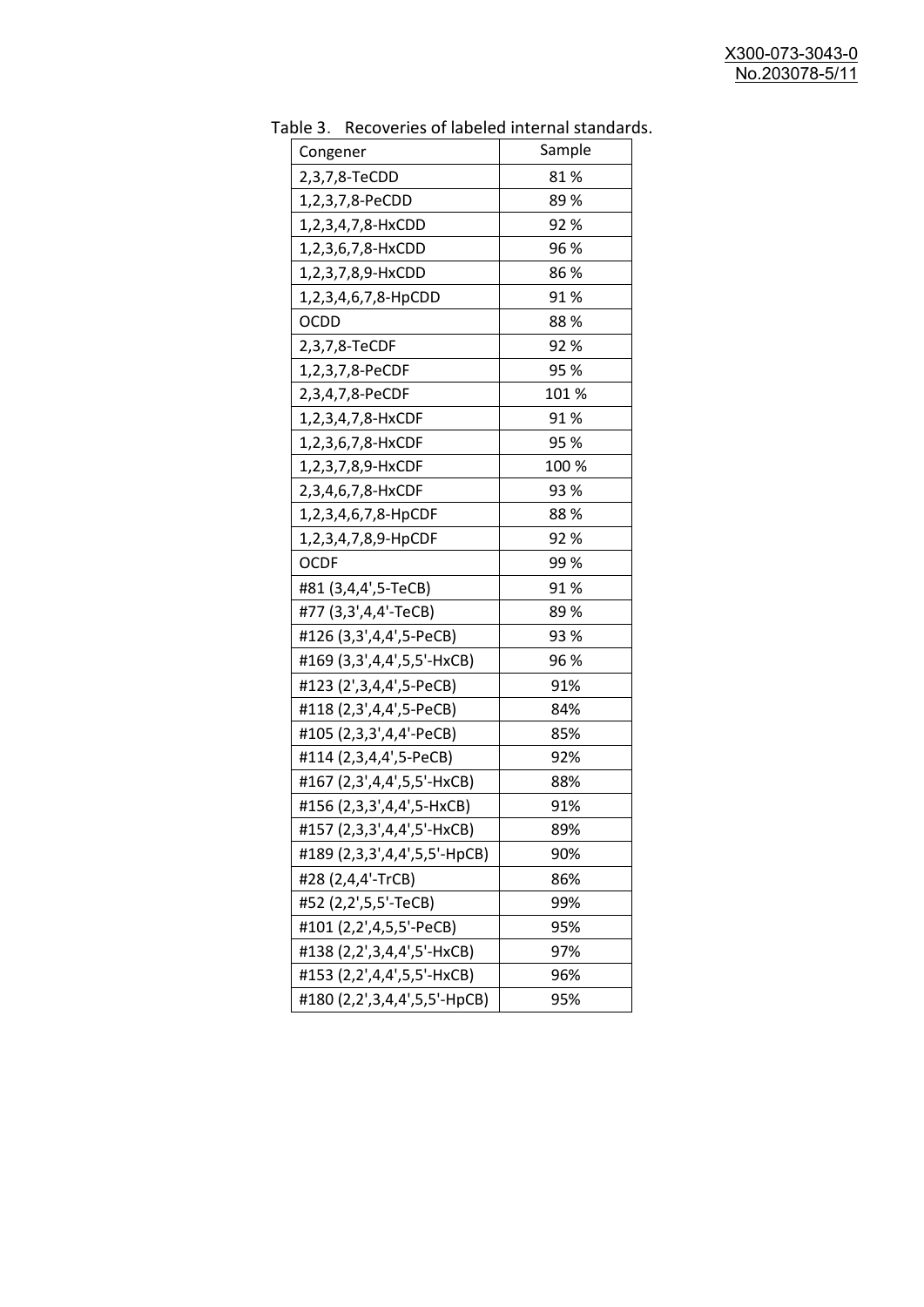Table 3. Recoveries of labeled internal standards.

| Congener | Sample |
|---|---|
| 2,3,7,8-TeCDD | 81 % |
| 1,2,3,7,8-PeCDD | 89 % |
| 1,2,3,4,7,8-HxCDD | 92 % |
| 1,2,3,6,7,8-HxCDD | 96 % |
| 1,2,3,7,8,9-HxCDD | 86 % |
| 1,2,3,4,6,7,8-HpCDD | 91 % |
| OCDD | 88 % |
| 2,3,7,8-TeCDF | 92 % |
| 1,2,3,7,8-PeCDF | 95 % |
| 2,3,4,7,8-PeCDF | 101 % |
| 1,2,3,4,7,8-HxCDF | 91 % |
| 1,2,3,6,7,8-HxCDF | 95 % |
| 1,2,3,7,8,9-HxCDF | 100 % |
| 2,3,4,6,7,8-HxCDF | 93 % |
| 1,2,3,4,6,7,8-HpCDF | 88 % |
| 1,2,3,4,7,8,9-HpCDF | 92 % |
| OCDF | 99 % |
| #81 (3,4,4',5-TeCB) | 91 % |
| #77 (3,3',4,4'-TeCB) | 89 % |
| #126 (3,3',4,4',5-PeCB) | 93 % |
| #169 (3,3',4,4',5,5'-HxCB) | 96 % |
| #123 (2',3,4,4',5-PeCB) | 91% |
| #118 (2,3',4,4',5-PeCB) | 84% |
| #105 (2,3,3',4,4'-PeCB) | 85% |
| #114 (2,3,4,4',5-PeCB) | 92% |
| #167 (2,3',4,4',5,5'-HxCB) | 88% |
| #156 (2,3,3',4,4',5-HxCB) | 91% |
| #157 (2,3,3',4,4',5'-HxCB) | 89% |
| #189 (2,3,3',4,4',5,5'-HpCB) | 90% |
| #28 (2,4,4'-TrCB) | 86% |
| #52 (2,2',5,5'-TeCB) | 99% |
| #101 (2,2',4,5,5'-PeCB) | 95% |
| #138 (2,2',3,4,4',5'-HxCB) | 97% |
| #153 (2,2',4,4',5,5'-HxCB) | 96% |
| #180 (2,2',3,4,4',5,5'-HpCB) | 95% |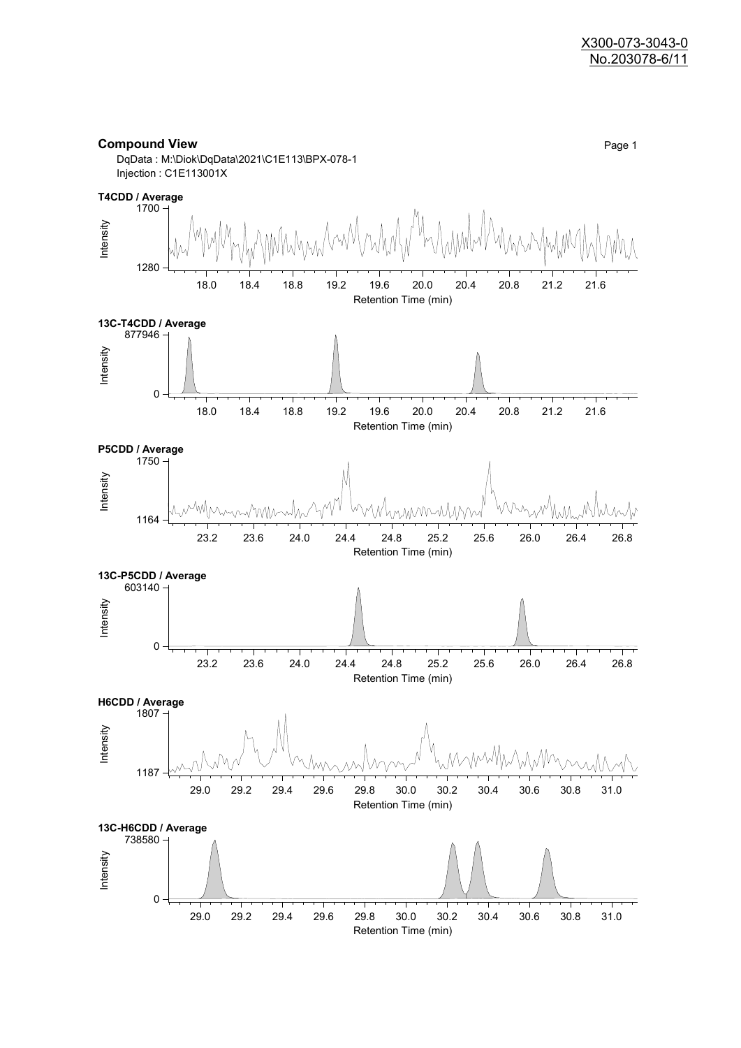X300-073-3043-0
No.203078-6/11

**Compound View**

DqData : M:\Diok\DqData\2021\C1E113\BPX-078-1
Injection : C1E113001X

**T4CDD / Average**

Intensity: 1280 – 1700
Retention Time (min): 18.0, 18.4, 18.8, 19.2, 19.6, 20.0, 20.4, 20.8, 21.2, 21.6

**13C-T4CDD / Average**

Intensity: 0 – 877946
Retention Time (min): 18.0, 18.4, 18.8, 19.2, 19.6, 20.0, 20.4, 20.8, 21.2, 21.6

**P5CDD / Average**

Intensity: 1164 – 1750
Retention Time (min): 23.2, 23.6, 24.0, 24.4, 24.8, 25.2, 25.6, 26.0, 26.4, 26.8

**13C-P5CDD / Average**

Intensity: 0 – 603140
Retention Time (min): 23.2, 23.6, 24.0, 24.4, 24.8, 25.2, 25.6, 26.0, 26.4, 26.8

**H6CDD / Average**

Intensity: 1187 – 1807
Retention Time (min): 29.0, 29.2, 29.4, 29.6, 29.8, 30.0, 30.2, 30.4, 30.6, 30.8, 31.0

**13C-H6CDD / Average**

Intensity: 0 – 738580
Retention Time (min): 29.0, 29.2, 29.4, 29.6, 29.8, 30.0, 30.2, 30.4, 30.6, 30.8, 31.0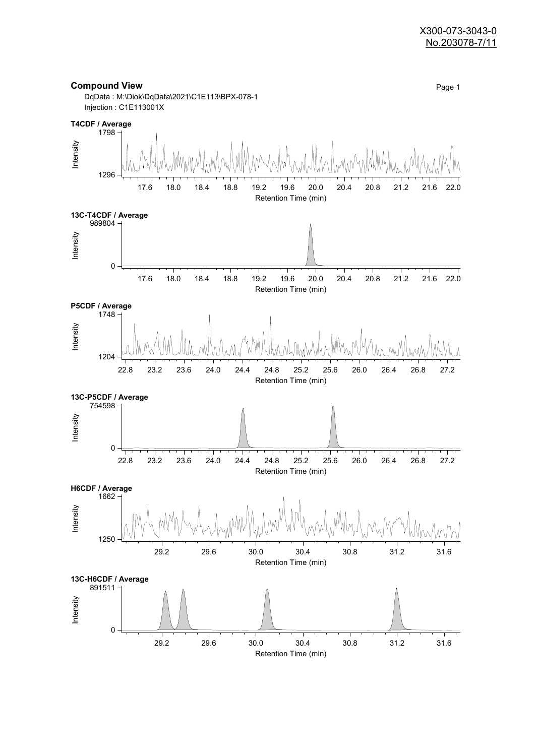X300-073-3043-0
No.203078-7/11

## Compound View

DqData : M:\Diok\DqData\2021\C1E113\BPX-078-1
Injection : C1E113001X

**T4CDF / Average**

Intensity: 1296 – 1798
Retention Time (min): 17.6, 18.0, 18.4, 18.8, 19.2, 19.6, 20.0, 20.4, 20.8, 21.2, 21.6, 22.0

**13C-T4CDF / Average**

Intensity: 0 – 989804
Retention Time (min): 17.6, 18.0, 18.4, 18.8, 19.2, 19.6, 20.0, 20.4, 20.8, 21.2, 21.6, 22.0

**P5CDF / Average**

Intensity: 1204 – 1748
Retention Time (min): 22.8, 23.2, 23.6, 24.0, 24.4, 24.8, 25.2, 25.6, 26.0, 26.4, 26.8, 27.2

**13C-P5CDF / Average**

Intensity: 0 – 754598
Retention Time (min): 22.8, 23.2, 23.6, 24.0, 24.4, 24.8, 25.2, 25.6, 26.0, 26.4, 26.8, 27.2

**H6CDF / Average**

Intensity: 1250 – 1662
Retention Time (min): 29.2, 29.6, 30.0, 30.4, 30.8, 31.2, 31.6

**13C-H6CDF / Average**

Intensity: 0 – 891511
Retention Time (min): 29.2, 29.6, 30.0, 30.4, 30.8, 31.2, 31.6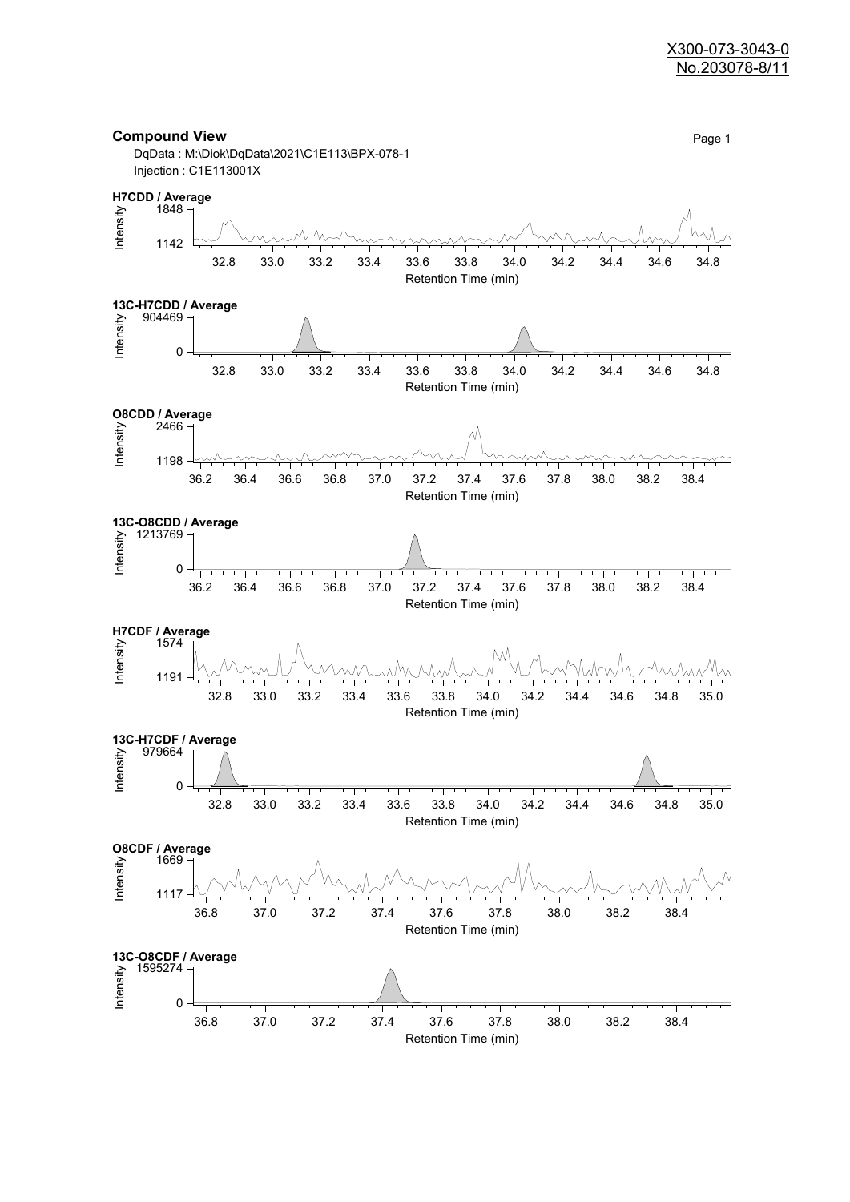X300-073-3043-0
No.203078-8/11

## Compound View

Page 1

DqData : M:\Diok\DqData\2021\C1E113\BPX-078-1
Injection : C1E113001X

**H7CDD / Average**

Intensity: 1142 – 1848

Retention Time (min): 32.8, 33.0, 33.2, 33.4, 33.6, 33.8, 34.0, 34.2, 34.4, 34.6, 34.8

**13C-H7CDD / Average**

Intensity: 0 – 904469

Retention Time (min): 32.8, 33.0, 33.2, 33.4, 33.6, 33.8, 34.0, 34.2, 34.4, 34.6, 34.8

**O8CDD / Average**

Intensity: 1198 – 2466

Retention Time (min): 36.2, 36.4, 36.6, 36.8, 37.0, 37.2, 37.4, 37.6, 37.8, 38.0, 38.2, 38.4

**13C-O8CDD / Average**

Intensity: 0 – 1213769

Retention Time (min): 36.2, 36.4, 36.6, 36.8, 37.0, 37.2, 37.4, 37.6, 37.8, 38.0, 38.2, 38.4

**H7CDF / Average**

Intensity: 1191 – 1574

Retention Time (min): 32.8, 33.0, 33.2, 33.4, 33.6, 33.8, 34.0, 34.2, 34.4, 34.6, 34.8, 35.0

**13C-H7CDF / Average**

Intensity: 0 – 979664

Retention Time (min): 32.8, 33.0, 33.2, 33.4, 33.6, 33.8, 34.0, 34.2, 34.4, 34.6, 34.8, 35.0

**O8CDF / Average**

Intensity: 1117 – 1669

Retention Time (min): 36.8, 37.0, 37.2, 37.4, 37.6, 37.8, 38.0, 38.2, 38.4

**13C-O8CDF / Average**

Intensity: 0 – 1595274

Retention Time (min): 36.8, 37.0, 37.2, 37.4, 37.6, 37.8, 38.0, 38.2, 38.4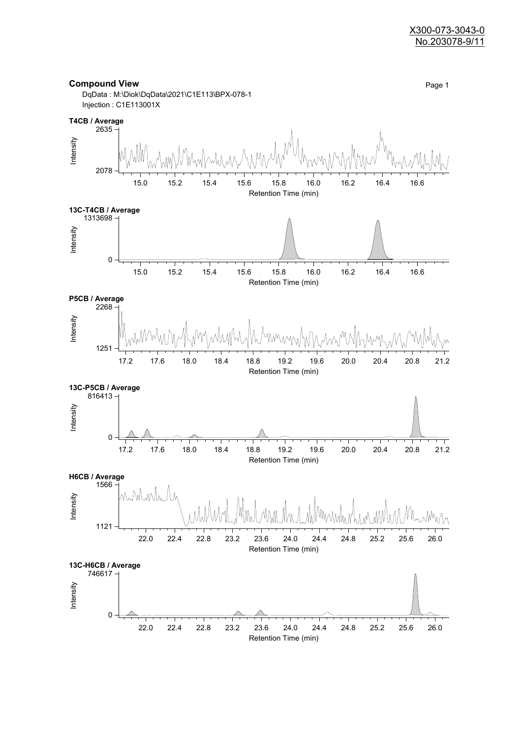X300-073-3043-0
No.203078-9/11

## Compound View

Page 1

DqData : M:\Diok\DqData\2021\C1E113\BPX-078-1
Injection : C1E113001X

**T4CB / Average**

Intensity: 2078 – 2635
Retention Time (min): 15.0, 15.2, 15.4, 15.6, 15.8, 16.0, 16.2, 16.4, 16.6

**13C-T4CB / Average**

Intensity: 0 – 1313698
Retention Time (min): 15.0, 15.2, 15.4, 15.6, 15.8, 16.0, 16.2, 16.4, 16.6

**P5CB / Average**

Intensity: 1251 – 2268
Retention Time (min): 17.2, 17.6, 18.0, 18.4, 18.8, 19.2, 19.6, 20.0, 20.4, 20.8, 21.2

**13C-P5CB / Average**

Intensity: 0 – 816413
Retention Time (min): 17.2, 17.6, 18.0, 18.4, 18.8, 19.2, 19.6, 20.0, 20.4, 20.8, 21.2

**H6CB / Average**

Intensity: 1121 – 1566
Retention Time (min): 22.0, 22.4, 22.8, 23.2, 23.6, 24.0, 24.4, 24.8, 25.2, 25.6, 26.0

**13C-H6CB / Average**

Intensity: 0 – 746617
Retention Time (min): 22.0, 22.4, 22.8, 23.2, 23.6, 24.0, 24.4, 24.8, 25.2, 25.6, 26.0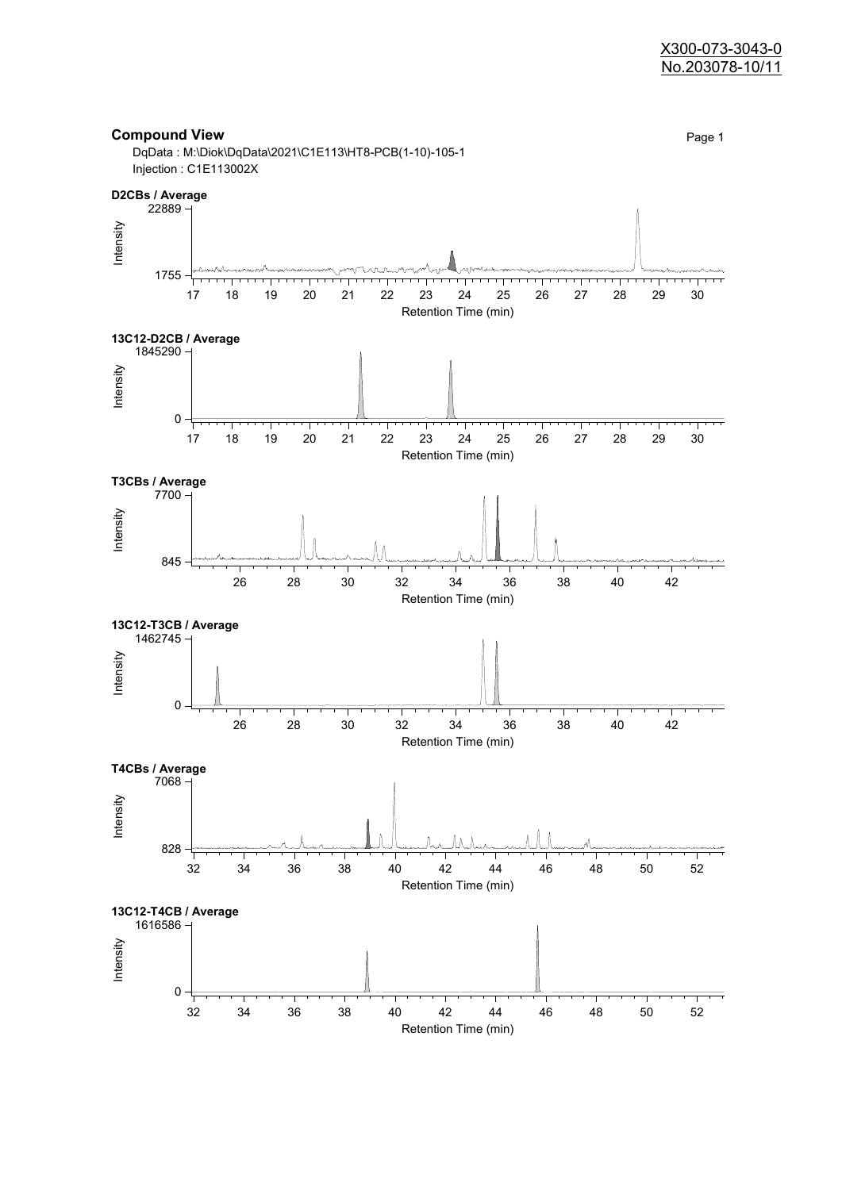X300-073-3043-0
No.203078-10/11

## Compound View

DqData : M:\Diok\DqData\2021\C1E113\HT8-PCB(1-10)-105-1
Injection : C1E113002X

**D2CBs / Average**

Intensity: 1755 – 22889
Retention Time (min): 17 18 19 20 21 22 23 24 25 26 27 28 29 30

**13C12-D2CB / Average**

Intensity: 0 – 1845290
Retention Time (min): 17 18 19 20 21 22 23 24 25 26 27 28 29 30

**T3CBs / Average**

Intensity: 845 – 7700
Retention Time (min): 26 28 30 32 34 36 38 40 42

**13C12-T3CB / Average**

Intensity: 0 – 1462745
Retention Time (min): 26 28 30 32 34 36 38 40 42

**T4CBs / Average**

Intensity: 828 – 7068
Retention Time (min): 32 34 36 38 40 42 44 46 48 50 52

**13C12-T4CB / Average**

Intensity: 0 – 1616586
Retention Time (min): 32 34 36 38 40 42 44 46 48 50 52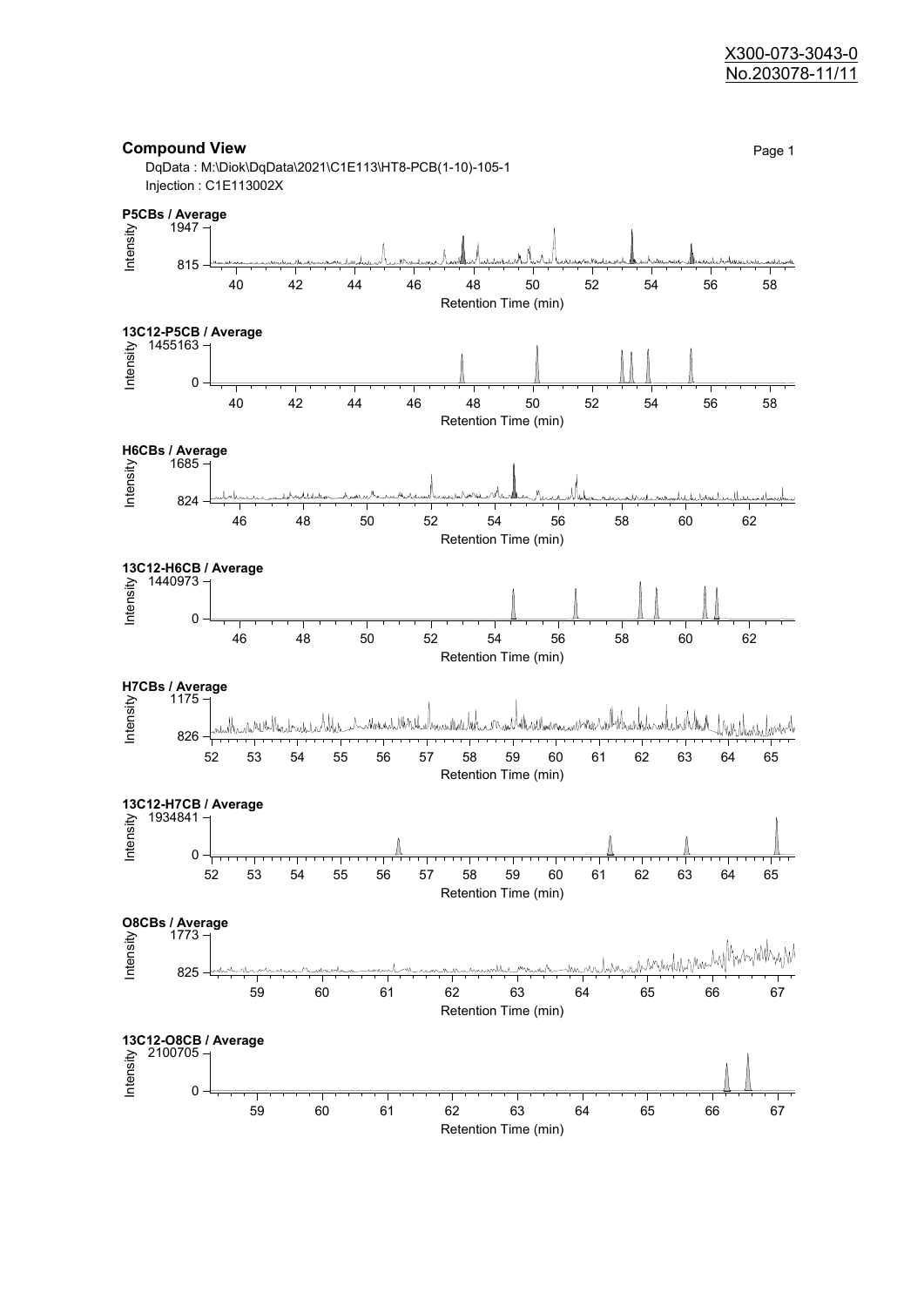X300-073-3043-0
No.203078-11/11

**Compound View**

DqData : M:\Diok\DqData\2021\C1E113\HT8-PCB(1-10)-105-1
Injection : C1E113002X

**P5CBs / Average**

Intensity
1947
815
40 42 44 46 48 50 52 54 56 58
Retention Time (min)

**13C12-P5CB / Average**

Intensity
1455163
0
40 42 44 46 48 50 52 54 56 58
Retention Time (min)

**H6CBs / Average**

Intensity
1685
824
46 48 50 52 54 56 58 60 62
Retention Time (min)

**13C12-H6CB / Average**

Intensity
1440973
0
46 48 50 52 54 56 58 60 62
Retention Time (min)

**H7CBs / Average**

Intensity
1175
826
52 53 54 55 56 57 58 59 60 61 62 63 64 65
Retention Time (min)

**13C12-H7CB / Average**

Intensity
1934841
0
52 53 54 55 56 57 58 59 60 61 62 63 64 65
Retention Time (min)

**O8CBs / Average**

Intensity
1773
825
59 60 61 62 63 64 65 66 67
Retention Time (min)

**13C12-O8CB / Average**

Intensity
2100705
0
59 60 61 62 63 64 65 66 67
Retention Time (min)